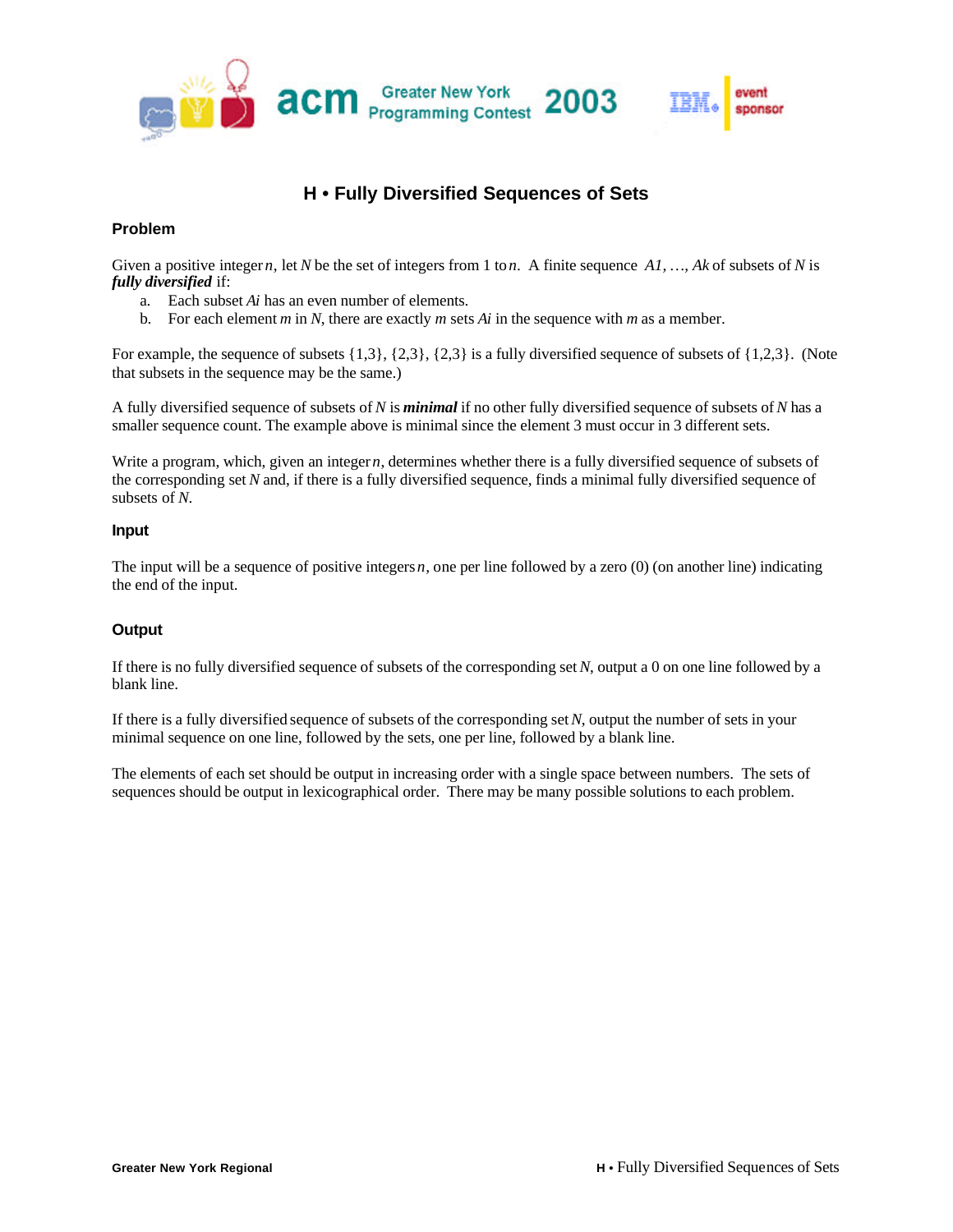# H • Fully Diversified Sequences of Sets

### Problem

Given a positive integer $n$, let $N$ be the set of integers from 1 to $n$. A finite sequence $A1, \ldots, Ak$ of subsets of $N$ is ***fully diversified*** if:

a. Each subset $Ai$ has an even number of elements.
b. For each element $m$ in $N$, there are exactly $m$ sets $Ai$ in the sequence with $m$ as a member.

For example, the sequence of subsets {1,3}, {2,3}, {2,3} is a fully diversified sequence of subsets of {1,2,3}. (Note that subsets in the sequence may be the same.)

A fully diversified sequence of subsets of $N$ is ***minimal*** if no other fully diversified sequence of subsets of $N$ has a smaller sequence count. The example above is minimal since the element 3 must occur in 3 different sets.

Write a program, which, given an integer $n$, determines whether there is a fully diversified sequence of subsets of the corresponding set $N$ and, if there is a fully diversified sequence, finds a minimal fully diversified sequence of subsets of $N$.

### Input

The input will be a sequence of positive integers $n$, one per line followed by a zero (0) (on another line) indicating the end of the input.

### Output

If there is no fully diversified sequence of subsets of the corresponding set $N$, output a 0 on one line followed by a blank line.

If there is a fully diversified sequence of subsets of the corresponding set $N$, output the number of sets in your minimal sequence on one line, followed by the sets, one per line, followed by a blank line.

The elements of each set should be output in increasing order with a single space between numbers. The sets of sequences should be output in lexicographical order. There may be many possible solutions to each problem.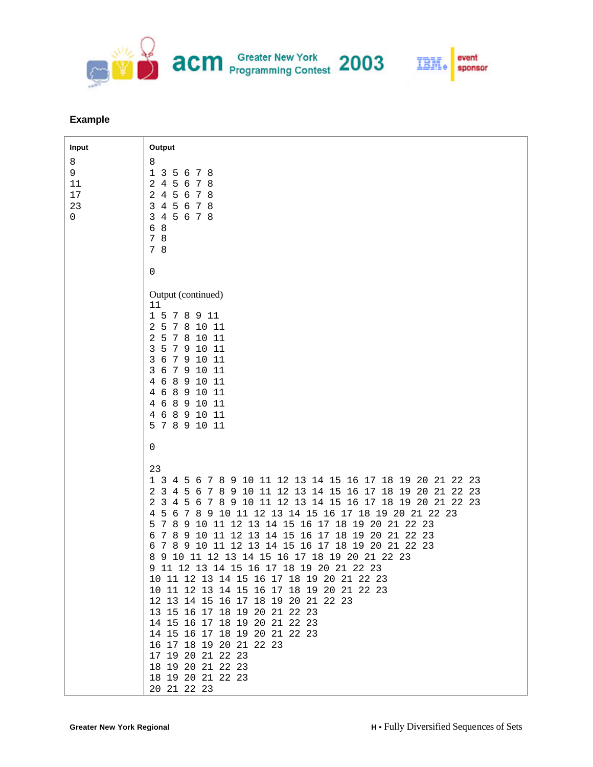### Example

| Input | Output |
|---|---|
| 8<br>9<br>11<br>17<br>23<br>0 | 8<br>1 3 5 6 7 8<br>2 4 5 6 7 8<br>2 4 5 6 7 8<br>3 4 5 6 7 8<br>3 4 5 6 7 8<br>6 8<br>7 8<br>7 8<br><br>0<br><br>Output (continued)<br>11<br>1 5 7 8 9 11<br>2 5 7 8 10 11<br>2 5 7 8 10 11<br>3 5 7 9 10 11<br>3 6 7 9 10 11<br>3 6 7 9 10 11<br>4 6 8 9 10 11<br>4 6 8 9 10 11<br>4 6 8 9 10 11<br>4 6 8 9 10 11<br>5 7 8 9 10 11<br><br>0<br><br>23<br>1 3 4 5 6 7 8 9 10 11 12 13 14 15 16 17 18 19 20 21 22 23<br>2 3 4 5 6 7 8 9 10 11 12 13 14 15 16 17 18 19 20 21 22 23<br>2 3 4 5 6 7 8 9 10 11 12 13 14 15 16 17 18 19 20 21 22 23<br>4 5 6 7 8 9 10 11 12 13 14 15 16 17 18 19 20 21 22 23<br>5 7 8 9 10 11 12 13 14 15 16 17 18 19 20 21 22 23<br>6 7 8 9 10 11 12 13 14 15 16 17 18 19 20 21 22 23<br>6 7 8 9 10 11 12 13 14 15 16 17 18 19 20 21 22 23<br>8 9 10 11 12 13 14 15 16 17 18 19 20 21 22 23<br>9 11 12 13 14 15 16 17 18 19 20 21 22 23<br>10 11 12 13 14 15 16 17 18 19 20 21 22 23<br>10 11 12 13 14 15 16 17 18 19 20 21 22 23<br>12 13 14 15 16 17 18 19 20 21 22 23<br>13 15 16 17 18 19 20 21 22 23<br>14 15 16 17 18 19 20 21 22 23<br>14 15 16 17 18 19 20 21 22 23<br>16 17 18 19 20 21 22 23<br>17 19 20 21 22 23<br>18 19 20 21 22 23<br>18 19 20 21 22 23<br>20 21 22 23 |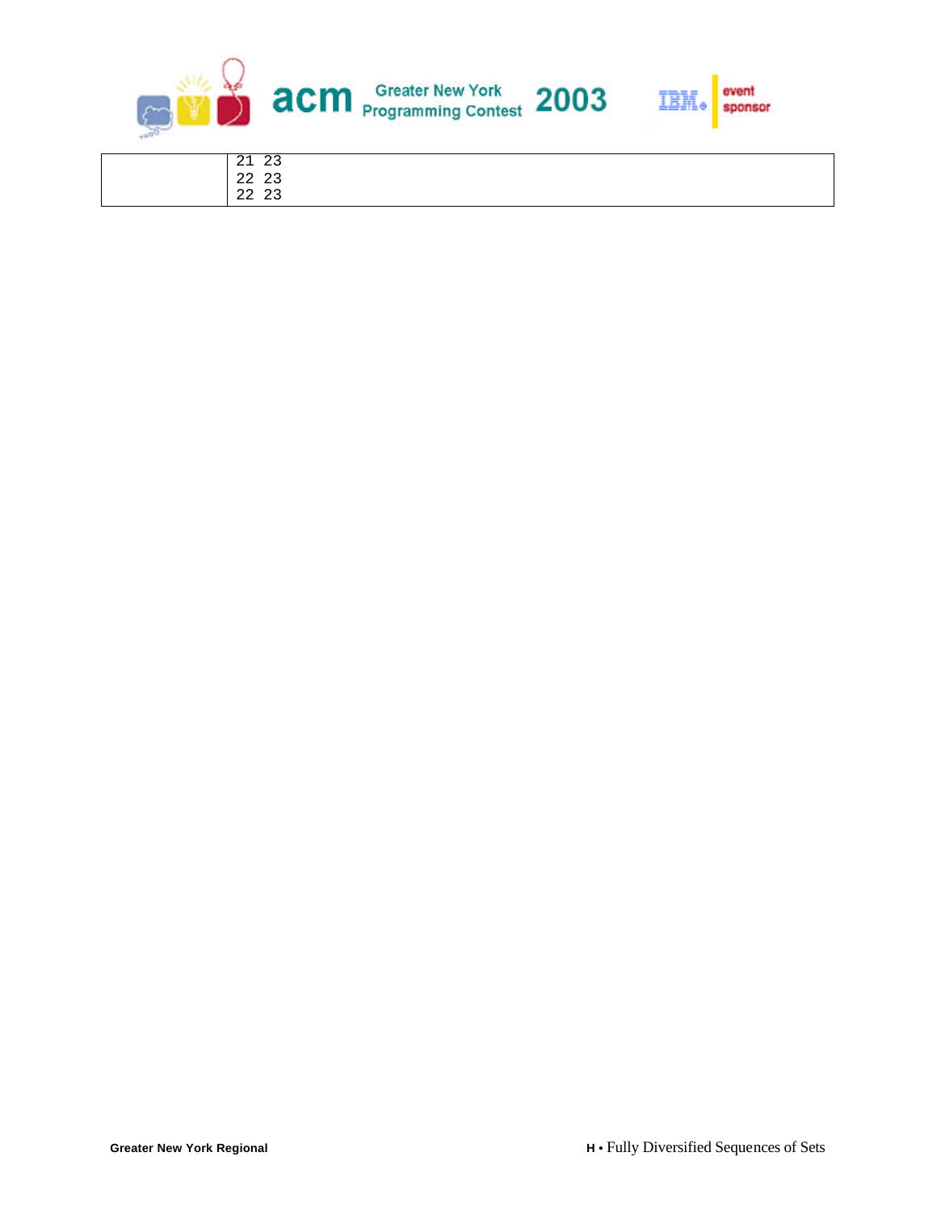| | |
|---|---|
| | 21 23<br>22 23<br>22 23 |